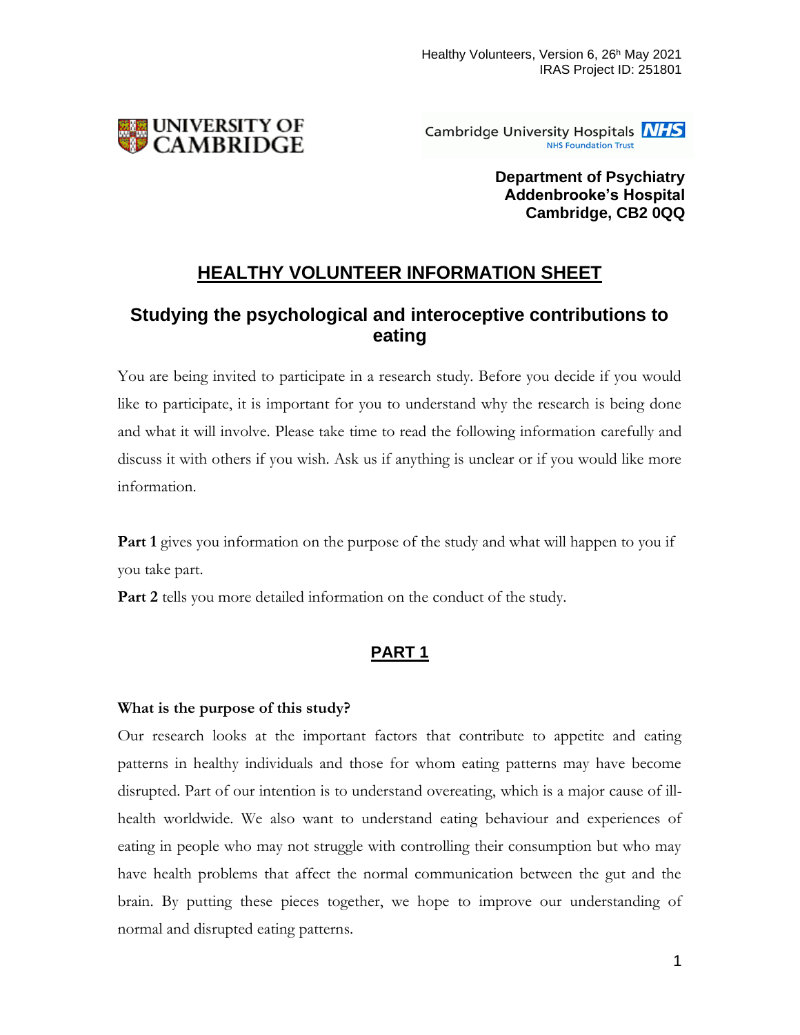Healthy Volunteers, Version 6, 26h May 2021
IRAS Project ID: 251801

UNIVERSITY OF CAMBRIDGE

Cambridge University Hospitals NHS Foundation Trust

**Department of Psychiatry**
**Addenbrooke's Hospital**
**Cambridge, CB2 0QQ**

# HEALTHY VOLUNTEER INFORMATION SHEET

## Studying the psychological and interoceptive contributions to eating

You are being invited to participate in a research study. Before you decide if you would like to participate, it is important for you to understand why the research is being done and what it will involve. Please take time to read the following information carefully and discuss it with others if you wish. Ask us if anything is unclear or if you would like more information.

**Part 1** gives you information on the purpose of the study and what will happen to you if you take part.

**Part 2** tells you more detailed information on the conduct of the study.

## PART 1

### What is the purpose of this study?

Our research looks at the important factors that contribute to appetite and eating patterns in healthy individuals and those for whom eating patterns may have become disrupted. Part of our intention is to understand overeating, which is a major cause of ill-health worldwide. We also want to understand eating behaviour and experiences of eating in people who may not struggle with controlling their consumption but who may have health problems that affect the normal communication between the gut and the brain. By putting these pieces together, we hope to improve our understanding of normal and disrupted eating patterns.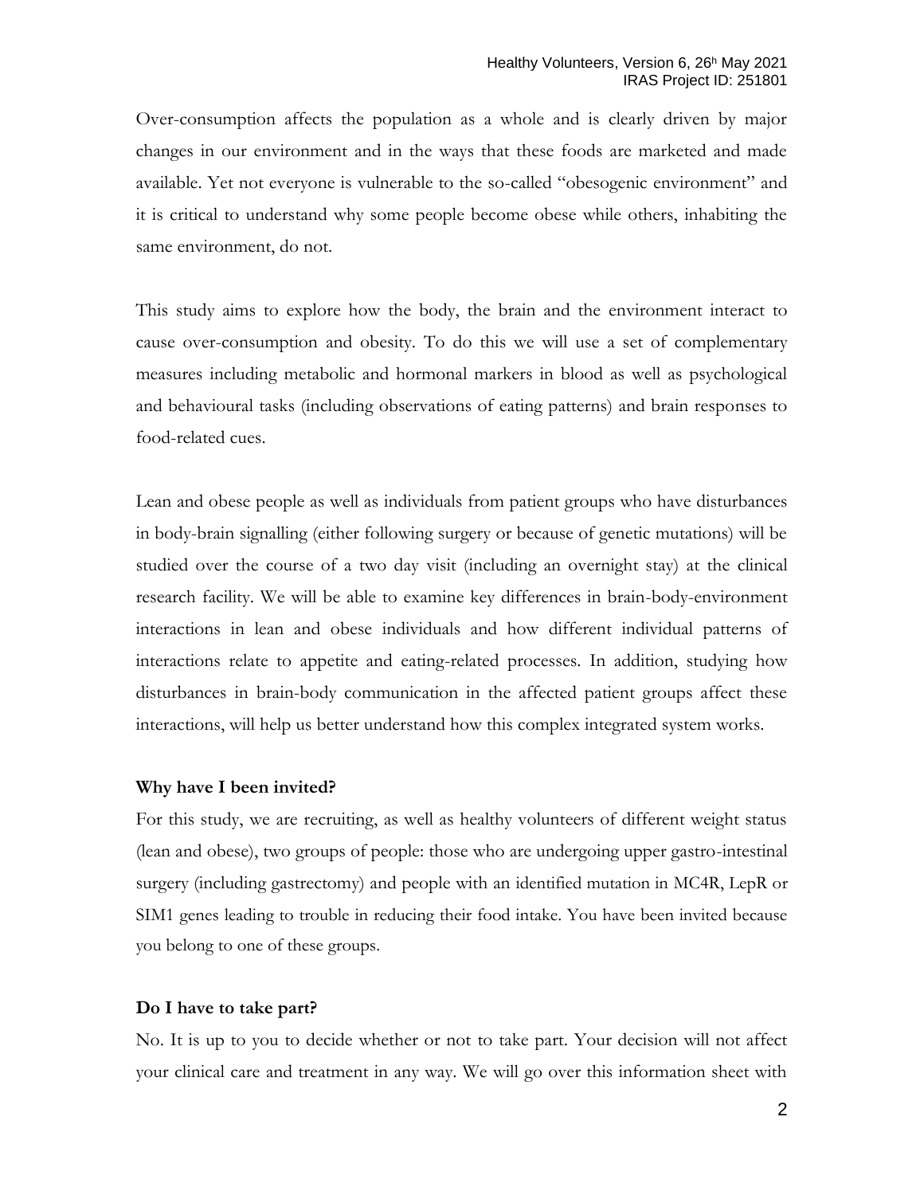Over-consumption affects the population as a whole and is clearly driven by major changes in our environment and in the ways that these foods are marketed and made available. Yet not everyone is vulnerable to the so-called "obesogenic environment" and it is critical to understand why some people become obese while others, inhabiting the same environment, do not.

This study aims to explore how the body, the brain and the environment interact to cause over-consumption and obesity. To do this we will use a set of complementary measures including metabolic and hormonal markers in blood as well as psychological and behavioural tasks (including observations of eating patterns) and brain responses to food-related cues.

Lean and obese people as well as individuals from patient groups who have disturbances in body-brain signalling (either following surgery or because of genetic mutations) will be studied over the course of a two day visit (including an overnight stay) at the clinical research facility. We will be able to examine key differences in brain-body-environment interactions in lean and obese individuals and how different individual patterns of interactions relate to appetite and eating-related processes. In addition, studying how disturbances in brain-body communication in the affected patient groups affect these interactions, will help us better understand how this complex integrated system works.

**Why have I been invited?**

For this study, we are recruiting, as well as healthy volunteers of different weight status (lean and obese), two groups of people: those who are undergoing upper gastro-intestinal surgery (including gastrectomy) and people with an identified mutation in MC4R, LepR or SIM1 genes leading to trouble in reducing their food intake. You have been invited because you belong to one of these groups.

**Do I have to take part?**

No. It is up to you to decide whether or not to take part. Your decision will not affect your clinical care and treatment in any way. We will go over this information sheet with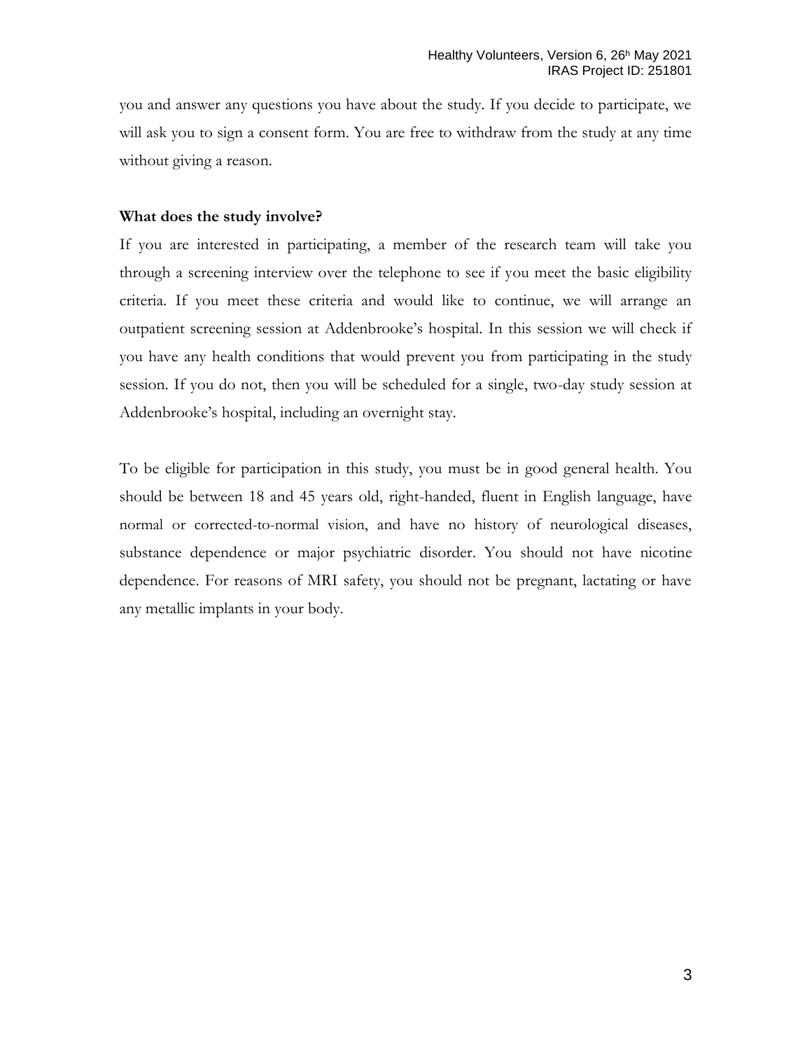you and answer any questions you have about the study. If you decide to participate, we will ask you to sign a consent form. You are free to withdraw from the study at any time without giving a reason.

**What does the study involve?**

If you are interested in participating, a member of the research team will take you through a screening interview over the telephone to see if you meet the basic eligibility criteria. If you meet these criteria and would like to continue, we will arrange an outpatient screening session at Addenbrooke's hospital. In this session we will check if you have any health conditions that would prevent you from participating in the study session. If you do not, then you will be scheduled for a single, two-day study session at Addenbrooke's hospital, including an overnight stay.

To be eligible for participation in this study, you must be in good general health. You should be between 18 and 45 years old, right-handed, fluent in English language, have normal or corrected-to-normal vision, and have no history of neurological diseases, substance dependence or major psychiatric disorder. You should not have nicotine dependence. For reasons of MRI safety, you should not be pregnant, lactating or have any metallic implants in your body.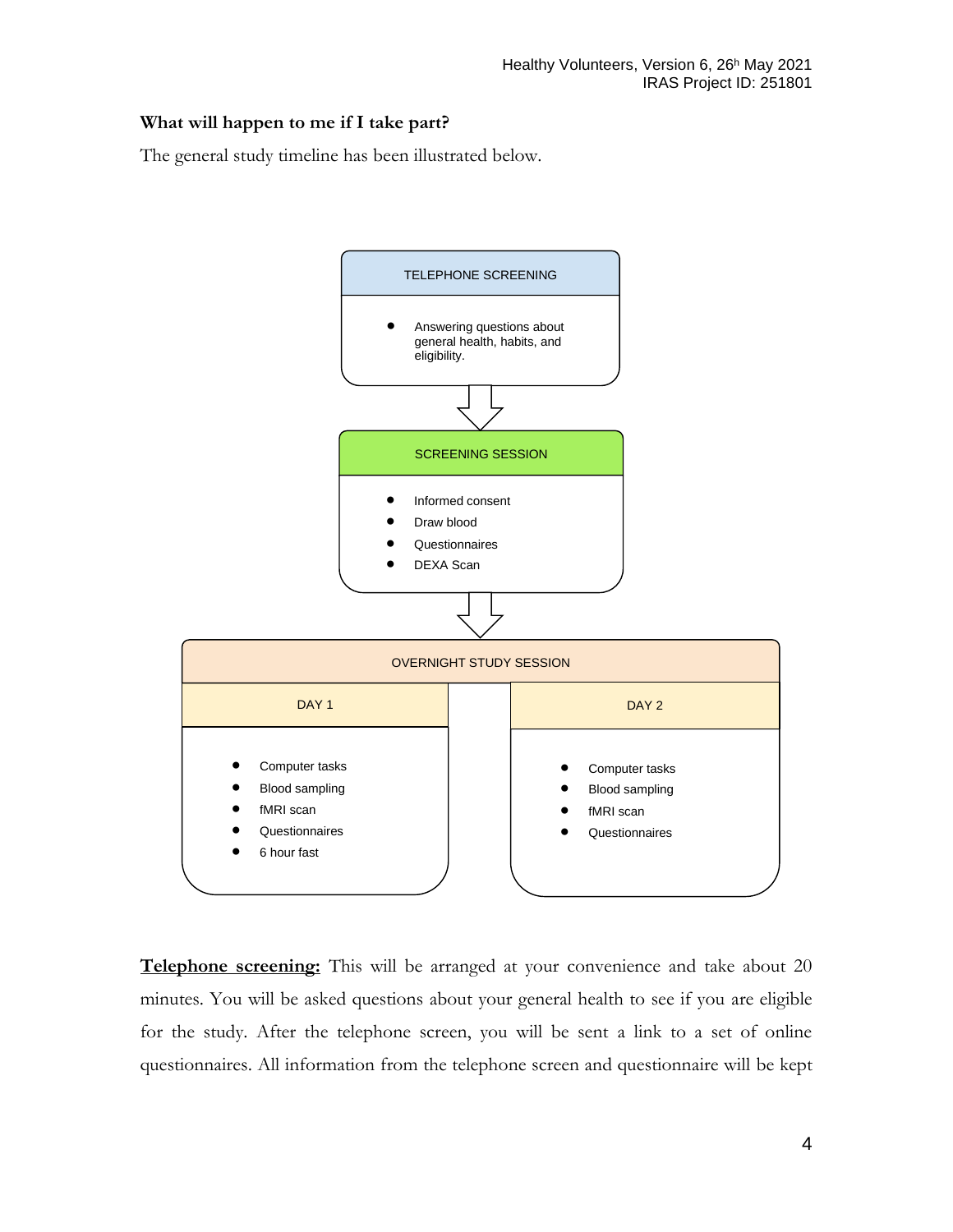### What will happen to me if I take part?

The general study timeline has been illustrated below.

**TELEPHONE SCREENING**

- Answering questions about general health, habits, and eligibility.

⇩

**SCREENING SESSION**

- Informed consent
- Draw blood
- Questionnaires
- DEXA Scan

⇩

**OVERNIGHT STUDY SESSION**

| DAY 1 | DAY 2 |
|---|---|
| • Computer tasks | • Computer tasks |
| • Blood sampling | • Blood sampling |
| • fMRI scan | • fMRI scan |
| • Questionnaires | • Questionnaires |
| • 6 hour fast | |

**Telephone screening:** This will be arranged at your convenience and take about 20 minutes. You will be asked questions about your general health to see if you are eligible for the study. After the telephone screen, you will be sent a link to a set of online questionnaires. All information from the telephone screen and questionnaire will be kept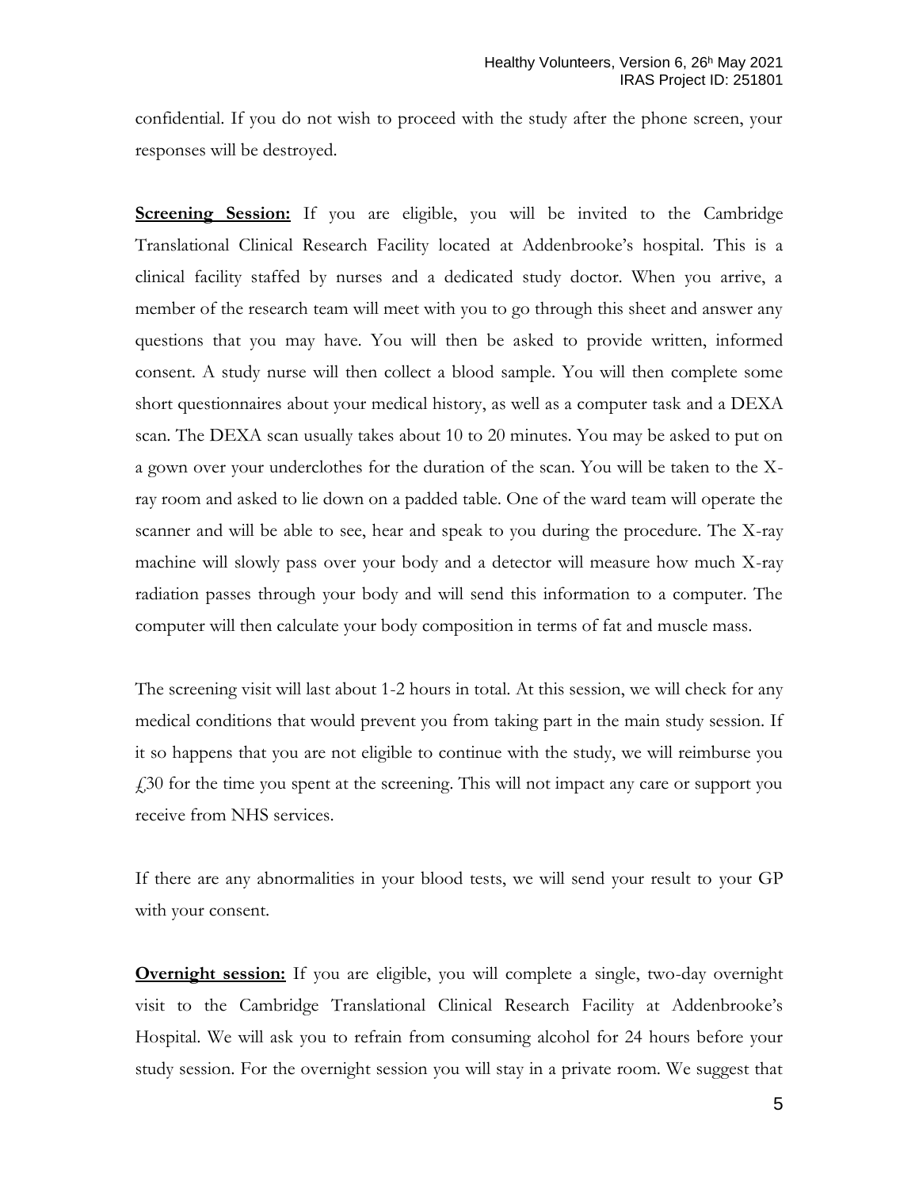confidential. If you do not wish to proceed with the study after the phone screen, your responses will be destroyed.

**Screening Session:** If you are eligible, you will be invited to the Cambridge Translational Clinical Research Facility located at Addenbrooke's hospital. This is a clinical facility staffed by nurses and a dedicated study doctor. When you arrive, a member of the research team will meet with you to go through this sheet and answer any questions that you may have. You will then be asked to provide written, informed consent. A study nurse will then collect a blood sample. You will then complete some short questionnaires about your medical history, as well as a computer task and a DEXA scan. The DEXA scan usually takes about 10 to 20 minutes. You may be asked to put on a gown over your underclothes for the duration of the scan. You will be taken to the X-ray room and asked to lie down on a padded table. One of the ward team will operate the scanner and will be able to see, hear and speak to you during the procedure. The X-ray machine will slowly pass over your body and a detector will measure how much X-ray radiation passes through your body and will send this information to a computer. The computer will then calculate your body composition in terms of fat and muscle mass.

The screening visit will last about 1-2 hours in total. At this session, we will check for any medical conditions that would prevent you from taking part in the main study session. If it so happens that you are not eligible to continue with the study, we will reimburse you £30 for the time you spent at the screening. This will not impact any care or support you receive from NHS services.

If there are any abnormalities in your blood tests, we will send your result to your GP with your consent.

**Overnight session:** If you are eligible, you will complete a single, two-day overnight visit to the Cambridge Translational Clinical Research Facility at Addenbrooke's Hospital. We will ask you to refrain from consuming alcohol for 24 hours before your study session. For the overnight session you will stay in a private room. We suggest that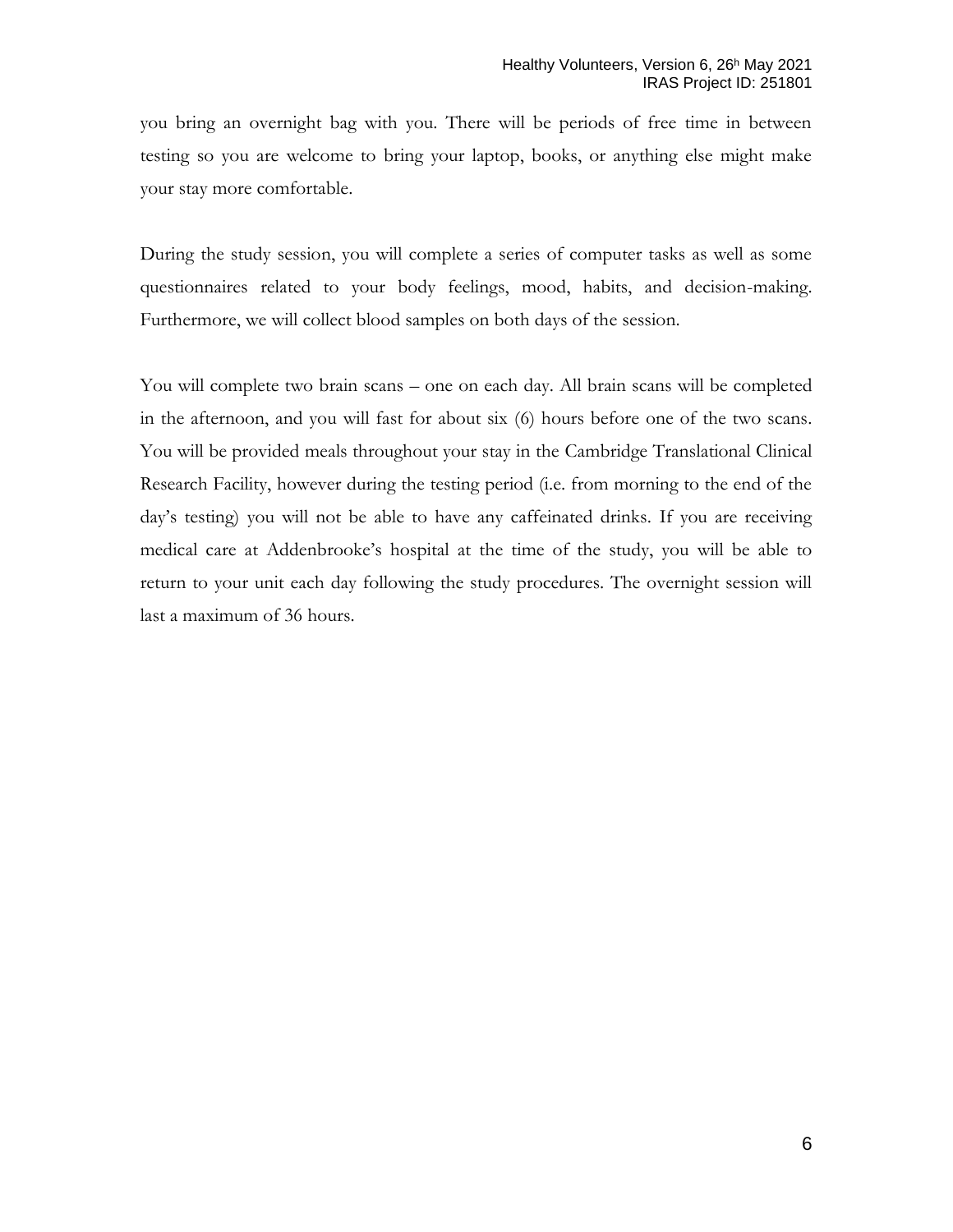you bring an overnight bag with you. There will be periods of free time in between testing so you are welcome to bring your laptop, books, or anything else might make your stay more comfortable.

During the study session, you will complete a series of computer tasks as well as some questionnaires related to your body feelings, mood, habits, and decision-making. Furthermore, we will collect blood samples on both days of the session.

You will complete two brain scans – one on each day. All brain scans will be completed in the afternoon, and you will fast for about six (6) hours before one of the two scans. You will be provided meals throughout your stay in the Cambridge Translational Clinical Research Facility, however during the testing period (i.e. from morning to the end of the day's testing) you will not be able to have any caffeinated drinks. If you are receiving medical care at Addenbrooke's hospital at the time of the study, you will be able to return to your unit each day following the study procedures. The overnight session will last a maximum of 36 hours.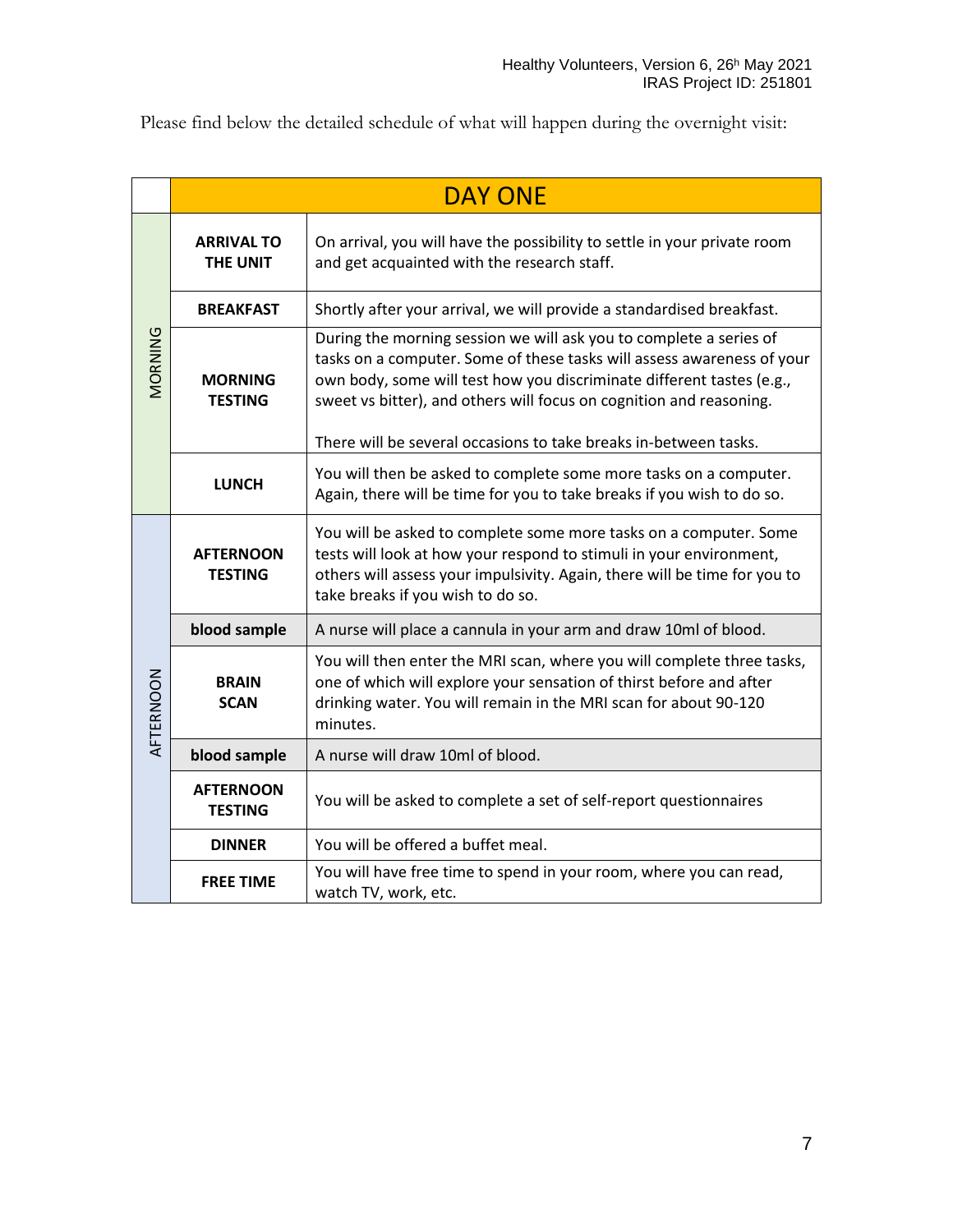Please find below the detailed schedule of what will happen during the overnight visit:

| | DAY ONE | |
|---|---|---|
| MORNING | **ARRIVAL TO THE UNIT** | On arrival, you will have the possibility to settle in your private room and get acquainted with the research staff. |
| | **BREAKFAST** | Shortly after your arrival, we will provide a standardised breakfast. |
| | **MORNING TESTING** | During the morning session we will ask you to complete a series of tasks on a computer. Some of these tasks will assess awareness of your own body, some will test how you discriminate different tastes (e.g., sweet vs bitter), and others will focus on cognition and reasoning.<br><br>There will be several occasions to take breaks in-between tasks. |
| | **LUNCH** | You will then be asked to complete some more tasks on a computer. Again, there will be time for you to take breaks if you wish to do so. |
| AFTERNOON | **AFTERNOON TESTING** | You will be asked to complete some more tasks on a computer. Some tests will look at how your respond to stimuli in your environment, others will assess your impulsivity. Again, there will be time for you to take breaks if you wish to do so. |
| | **blood sample** | A nurse will place a cannula in your arm and draw 10ml of blood. |
| | **BRAIN SCAN** | You will then enter the MRI scan, where you will complete three tasks, one of which will explore your sensation of thirst before and after drinking water. You will remain in the MRI scan for about 90-120 minutes. |
| | **blood sample** | A nurse will draw 10ml of blood. |
| | **AFTERNOON TESTING** | You will be asked to complete a set of self-report questionnaires |
| | **DINNER** | You will be offered a buffet meal. |
| | **FREE TIME** | You will have free time to spend in your room, where you can read, watch TV, work, etc. |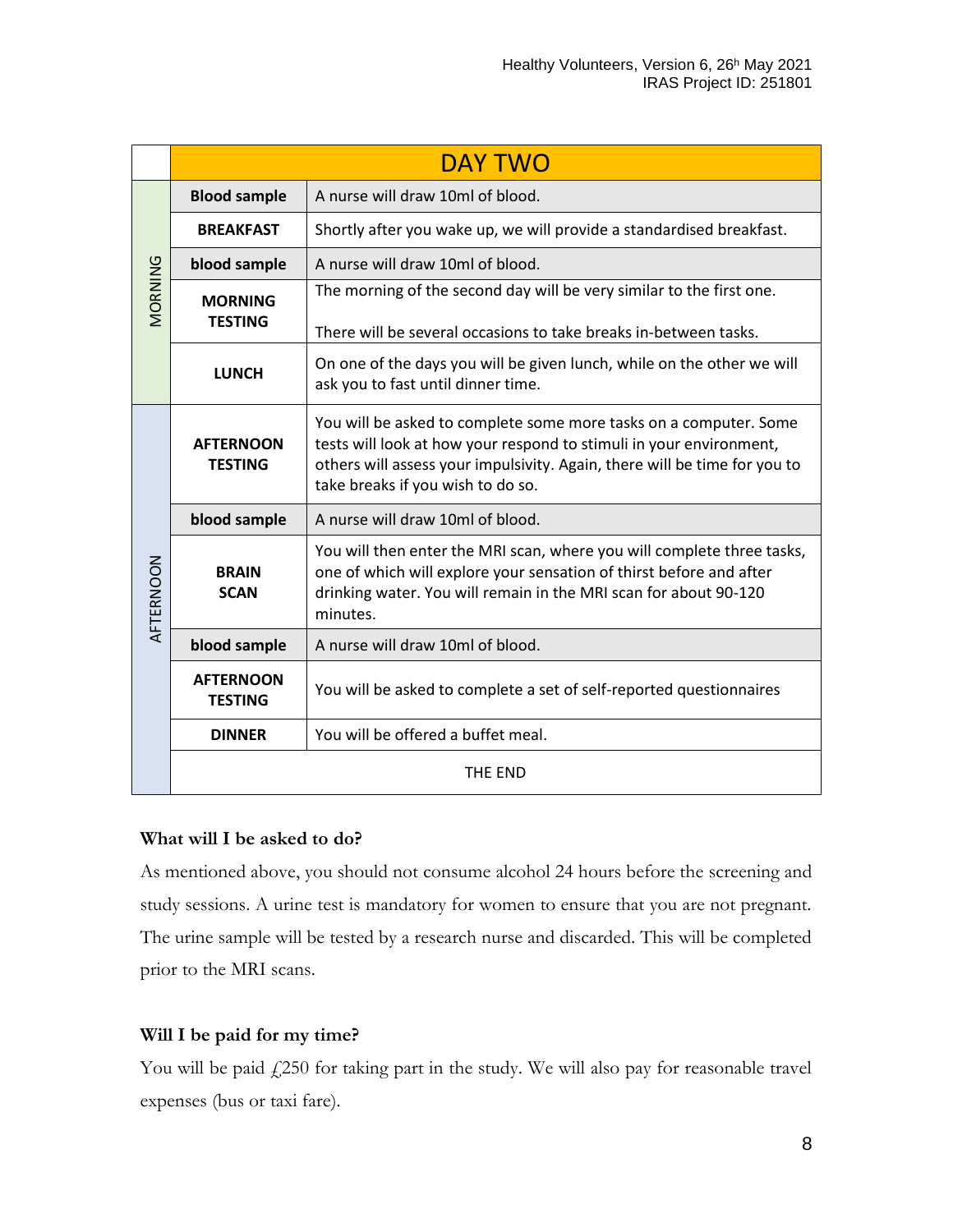| | DAY TWO | |
|---|---|---|
| MORNING | **Blood sample** | A nurse will draw 10ml of blood. |
| | **BREAKFAST** | Shortly after you wake up, we will provide a standardised breakfast. |
| | **blood sample** | A nurse will draw 10ml of blood. |
| | **MORNING TESTING** | The morning of the second day will be very similar to the first one. There will be several occasions to take breaks in-between tasks. |
| | **LUNCH** | On one of the days you will be given lunch, while on the other we will ask you to fast until dinner time. |
| AFTERNOON | **AFTERNOON TESTING** | You will be asked to complete some more tasks on a computer. Some tests will look at how your respond to stimuli in your environment, others will assess your impulsivity. Again, there will be time for you to take breaks if you wish to do so. |
| | **blood sample** | A nurse will draw 10ml of blood. |
| | **BRAIN SCAN** | You will then enter the MRI scan, where you will complete three tasks, one of which will explore your sensation of thirst before and after drinking water. You will remain in the MRI scan for about 90-120 minutes. |
| | **blood sample** | A nurse will draw 10ml of blood. |
| | **AFTERNOON TESTING** | You will be asked to complete a set of self-reported questionnaires |
| | **DINNER** | You will be offered a buffet meal. |
| | THE END | |

**What will I be asked to do?**

As mentioned above, you should not consume alcohol 24 hours before the screening and study sessions. A urine test is mandatory for women to ensure that you are not pregnant. The urine sample will be tested by a research nurse and discarded. This will be completed prior to the MRI scans.

**Will I be paid for my time?**

You will be paid £250 for taking part in the study. We will also pay for reasonable travel expenses (bus or taxi fare).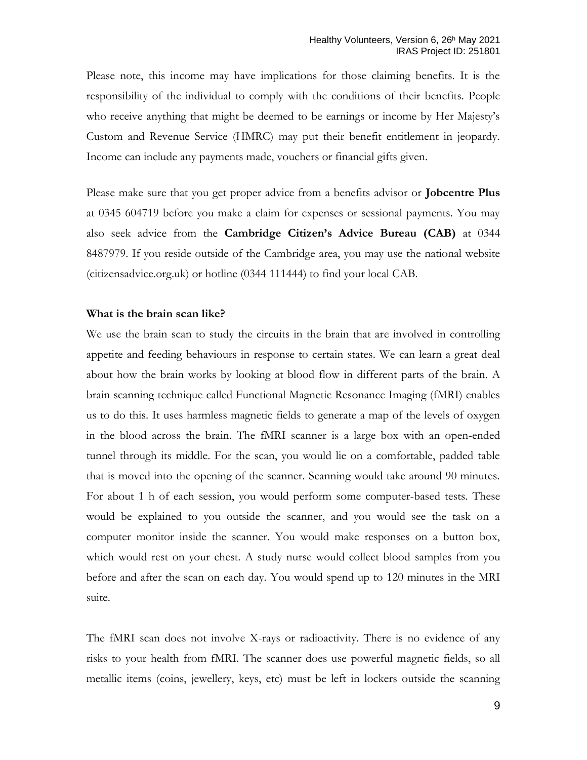Please note, this income may have implications for those claiming benefits. It is the responsibility of the individual to comply with the conditions of their benefits. People who receive anything that might be deemed to be earnings or income by Her Majesty's Custom and Revenue Service (HMRC) may put their benefit entitlement in jeopardy. Income can include any payments made, vouchers or financial gifts given.

Please make sure that you get proper advice from a benefits advisor or **Jobcentre Plus** at 0345 604719 before you make a claim for expenses or sessional payments. You may also seek advice from the **Cambridge Citizen's Advice Bureau (CAB)** at 0344 8487979. If you reside outside of the Cambridge area, you may use the national website (citizensadvice.org.uk) or hotline (0344 111444) to find your local CAB.

**What is the brain scan like?**

We use the brain scan to study the circuits in the brain that are involved in controlling appetite and feeding behaviours in response to certain states. We can learn a great deal about how the brain works by looking at blood flow in different parts of the brain. A brain scanning technique called Functional Magnetic Resonance Imaging (fMRI) enables us to do this. It uses harmless magnetic fields to generate a map of the levels of oxygen in the blood across the brain. The fMRI scanner is a large box with an open-ended tunnel through its middle. For the scan, you would lie on a comfortable, padded table that is moved into the opening of the scanner. Scanning would take around 90 minutes. For about 1 h of each session, you would perform some computer-based tests. These would be explained to you outside the scanner, and you would see the task on a computer monitor inside the scanner. You would make responses on a button box, which would rest on your chest. A study nurse would collect blood samples from you before and after the scan on each day. You would spend up to 120 minutes in the MRI suite.

The fMRI scan does not involve X-rays or radioactivity. There is no evidence of any risks to your health from fMRI. The scanner does use powerful magnetic fields, so all metallic items (coins, jewellery, keys, etc) must be left in lockers outside the scanning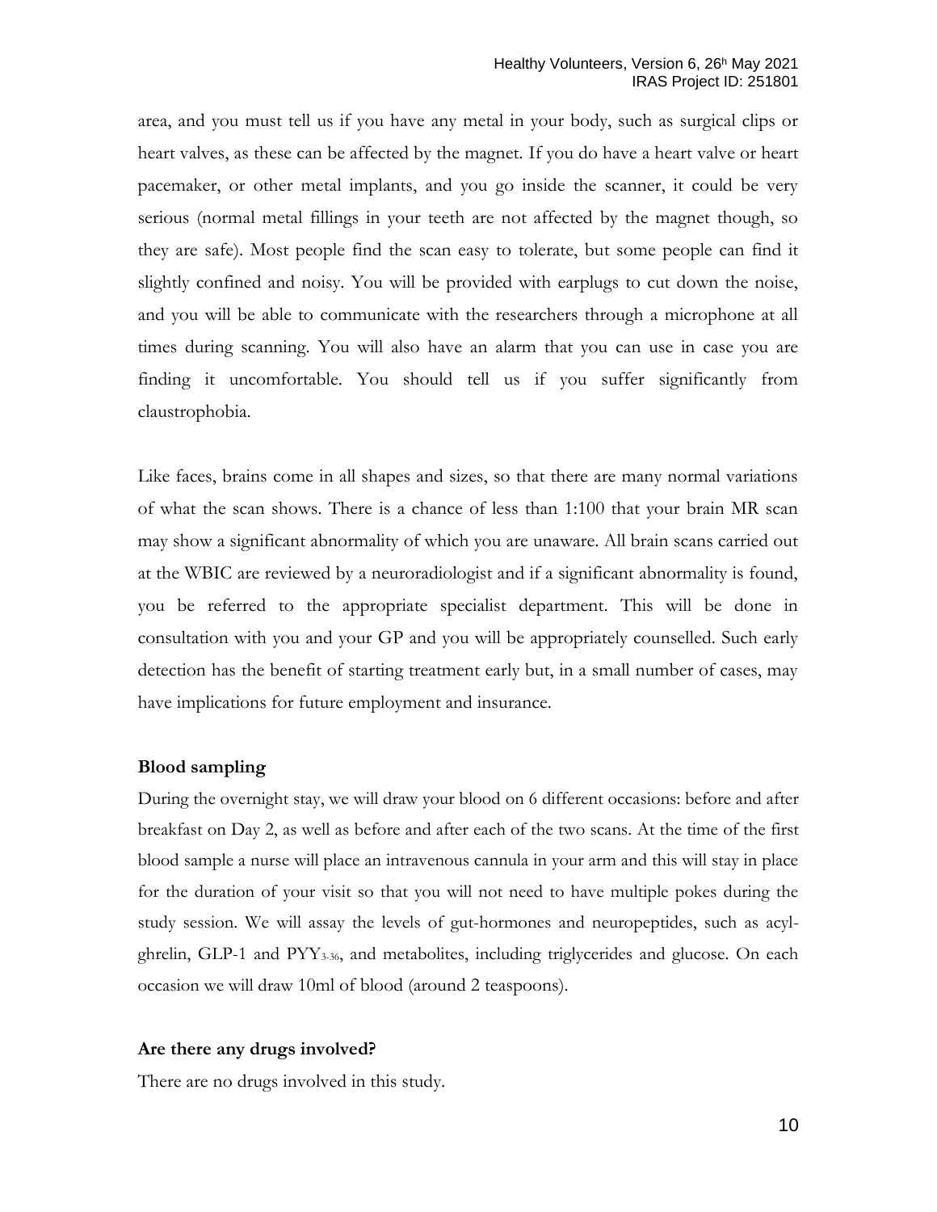area, and you must tell us if you have any metal in your body, such as surgical clips or heart valves, as these can be affected by the magnet. If you do have a heart valve or heart pacemaker, or other metal implants, and you go inside the scanner, it could be very serious (normal metal fillings in your teeth are not affected by the magnet though, so they are safe). Most people find the scan easy to tolerate, but some people can find it slightly confined and noisy. You will be provided with earplugs to cut down the noise, and you will be able to communicate with the researchers through a microphone at all times during scanning. You will also have an alarm that you can use in case you are finding it uncomfortable. You should tell us if you suffer significantly from claustrophobia.

Like faces, brains come in all shapes and sizes, so that there are many normal variations of what the scan shows. There is a chance of less than 1:100 that your brain MR scan may show a significant abnormality of which you are unaware. All brain scans carried out at the WBIC are reviewed by a neuroradiologist and if a significant abnormality is found, you be referred to the appropriate specialist department. This will be done in consultation with you and your GP and you will be appropriately counselled. Such early detection has the benefit of starting treatment early but, in a small number of cases, may have implications for future employment and insurance.

**Blood sampling**

During the overnight stay, we will draw your blood on 6 different occasions: before and after breakfast on Day 2, as well as before and after each of the two scans. At the time of the first blood sample a nurse will place an intravenous cannula in your arm and this will stay in place for the duration of your visit so that you will not need to have multiple pokes during the study session. We will assay the levels of gut-hormones and neuropeptides, such as acyl-ghrelin, GLP-1 and $PYY_{3-36}$, and metabolites, including triglycerides and glucose. On each occasion we will draw 10ml of blood (around 2 teaspoons).

**Are there any drugs involved?**

There are no drugs involved in this study.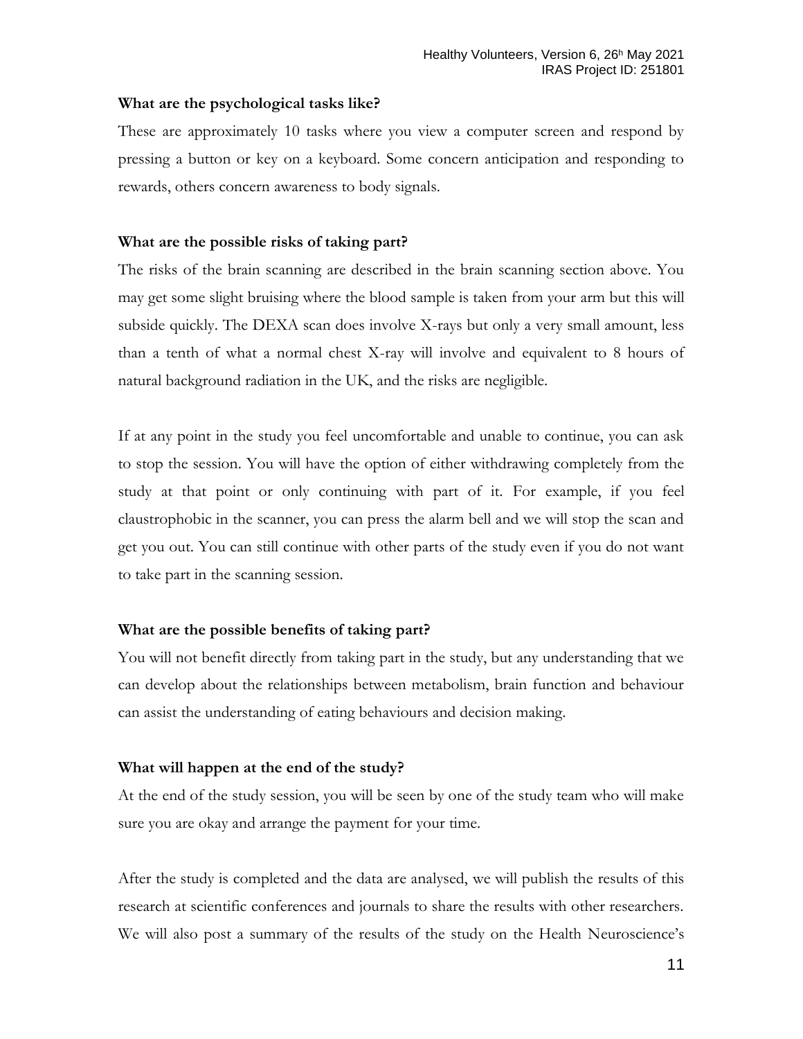### What are the psychological tasks like?

These are approximately 10 tasks where you view a computer screen and respond by pressing a button or key on a keyboard. Some concern anticipation and responding to rewards, others concern awareness to body signals.

### What are the possible risks of taking part?

The risks of the brain scanning are described in the brain scanning section above. You may get some slight bruising where the blood sample is taken from your arm but this will subside quickly. The DEXA scan does involve X-rays but only a very small amount, less than a tenth of what a normal chest X-ray will involve and equivalent to 8 hours of natural background radiation in the UK, and the risks are negligible.

If at any point in the study you feel uncomfortable and unable to continue, you can ask to stop the session. You will have the option of either withdrawing completely from the study at that point or only continuing with part of it. For example, if you feel claustrophobic in the scanner, you can press the alarm bell and we will stop the scan and get you out. You can still continue with other parts of the study even if you do not want to take part in the scanning session.

### What are the possible benefits of taking part?

You will not benefit directly from taking part in the study, but any understanding that we can develop about the relationships between metabolism, brain function and behaviour can assist the understanding of eating behaviours and decision making.

### What will happen at the end of the study?

At the end of the study session, you will be seen by one of the study team who will make sure you are okay and arrange the payment for your time.

After the study is completed and the data are analysed, we will publish the results of this research at scientific conferences and journals to share the results with other researchers. We will also post a summary of the results of the study on the Health Neuroscience's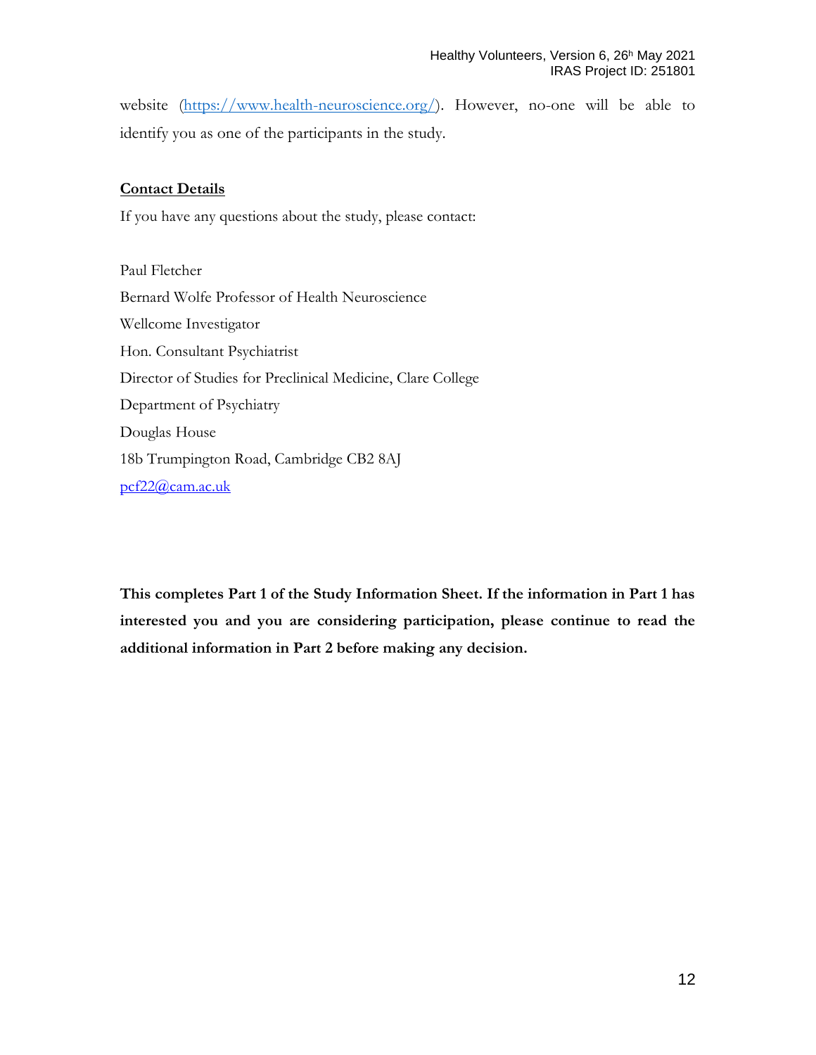website (https://www.health-neuroscience.org/). However, no-one will be able to identify you as one of the participants in the study.

**Contact Details**

If you have any questions about the study, please contact:

Paul Fletcher
Bernard Wolfe Professor of Health Neuroscience
Wellcome Investigator
Hon. Consultant Psychiatrist
Director of Studies for Preclinical Medicine, Clare College
Department of Psychiatry
Douglas House
18b Trumpington Road, Cambridge CB2 8AJ
pcf22@cam.ac.uk

**This completes Part 1 of the Study Information Sheet. If the information in Part 1 has interested you and you are considering participation, please continue to read the additional information in Part 2 before making any decision.**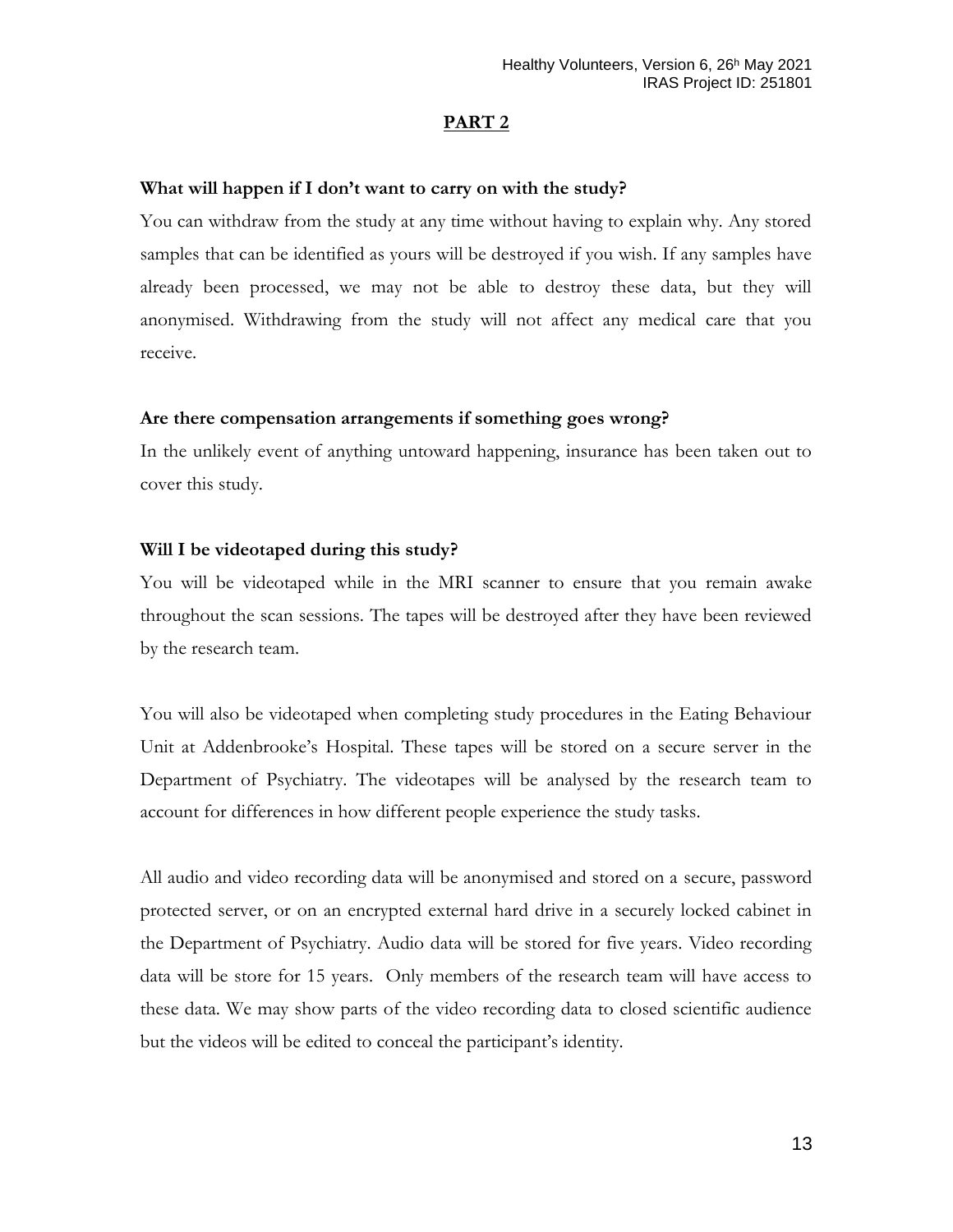## PART 2

**What will happen if I don't want to carry on with the study?**

You can withdraw from the study at any time without having to explain why. Any stored samples that can be identified as yours will be destroyed if you wish. If any samples have already been processed, we may not be able to destroy these data, but they will anonymised. Withdrawing from the study will not affect any medical care that you receive.

**Are there compensation arrangements if something goes wrong?**

In the unlikely event of anything untoward happening, insurance has been taken out to cover this study.

**Will I be videotaped during this study?**

You will be videotaped while in the MRI scanner to ensure that you remain awake throughout the scan sessions. The tapes will be destroyed after they have been reviewed by the research team.

You will also be videotaped when completing study procedures in the Eating Behaviour Unit at Addenbrooke's Hospital. These tapes will be stored on a secure server in the Department of Psychiatry. The videotapes will be analysed by the research team to account for differences in how different people experience the study tasks.

All audio and video recording data will be anonymised and stored on a secure, password protected server, or on an encrypted external hard drive in a securely locked cabinet in the Department of Psychiatry. Audio data will be stored for five years. Video recording data will be store for 15 years. Only members of the research team will have access to these data. We may show parts of the video recording data to closed scientific audience but the videos will be edited to conceal the participant's identity.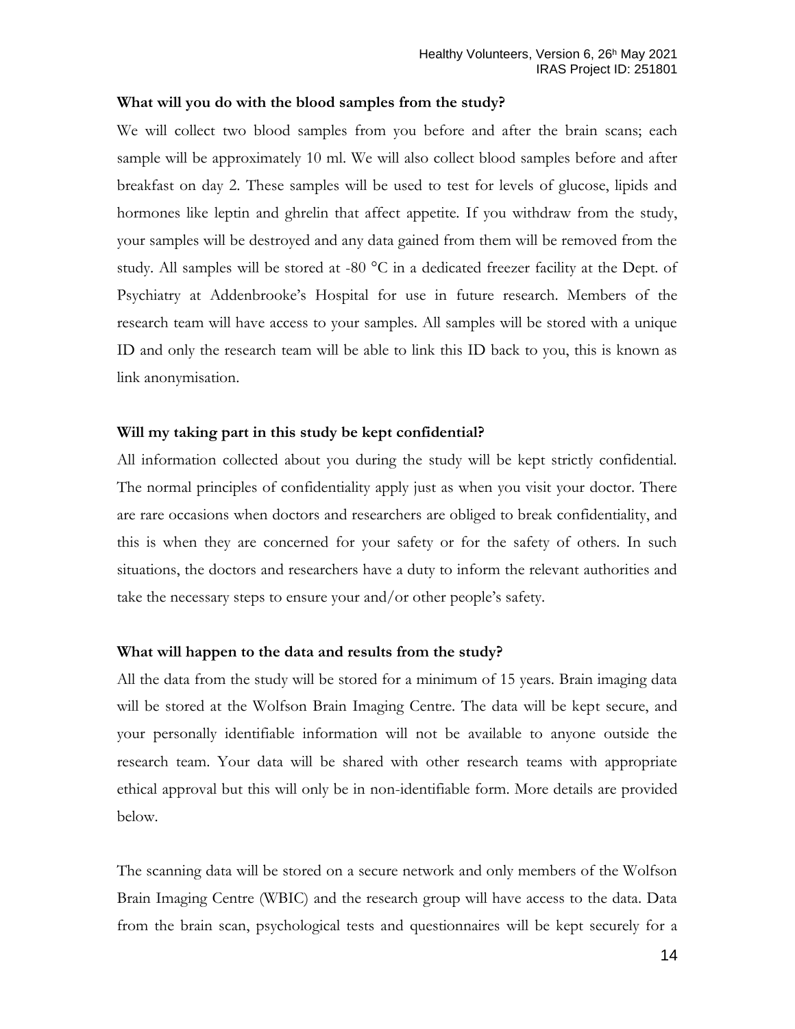**What will you do with the blood samples from the study?**

We will collect two blood samples from you before and after the brain scans; each sample will be approximately 10 ml. We will also collect blood samples before and after breakfast on day 2. These samples will be used to test for levels of glucose, lipids and hormones like leptin and ghrelin that affect appetite. If you withdraw from the study, your samples will be destroyed and any data gained from them will be removed from the study. All samples will be stored at -80 °C in a dedicated freezer facility at the Dept. of Psychiatry at Addenbrooke's Hospital for use in future research. Members of the research team will have access to your samples. All samples will be stored with a unique ID and only the research team will be able to link this ID back to you, this is known as link anonymisation.

**Will my taking part in this study be kept confidential?**

All information collected about you during the study will be kept strictly confidential. The normal principles of confidentiality apply just as when you visit your doctor. There are rare occasions when doctors and researchers are obliged to break confidentiality, and this is when they are concerned for your safety or for the safety of others. In such situations, the doctors and researchers have a duty to inform the relevant authorities and take the necessary steps to ensure your and/or other people's safety.

**What will happen to the data and results from the study?**

All the data from the study will be stored for a minimum of 15 years. Brain imaging data will be stored at the Wolfson Brain Imaging Centre. The data will be kept secure, and your personally identifiable information will not be available to anyone outside the research team. Your data will be shared with other research teams with appropriate ethical approval but this will only be in non-identifiable form. More details are provided below.

The scanning data will be stored on a secure network and only members of the Wolfson Brain Imaging Centre (WBIC) and the research group will have access to the data. Data from the brain scan, psychological tests and questionnaires will be kept securely for a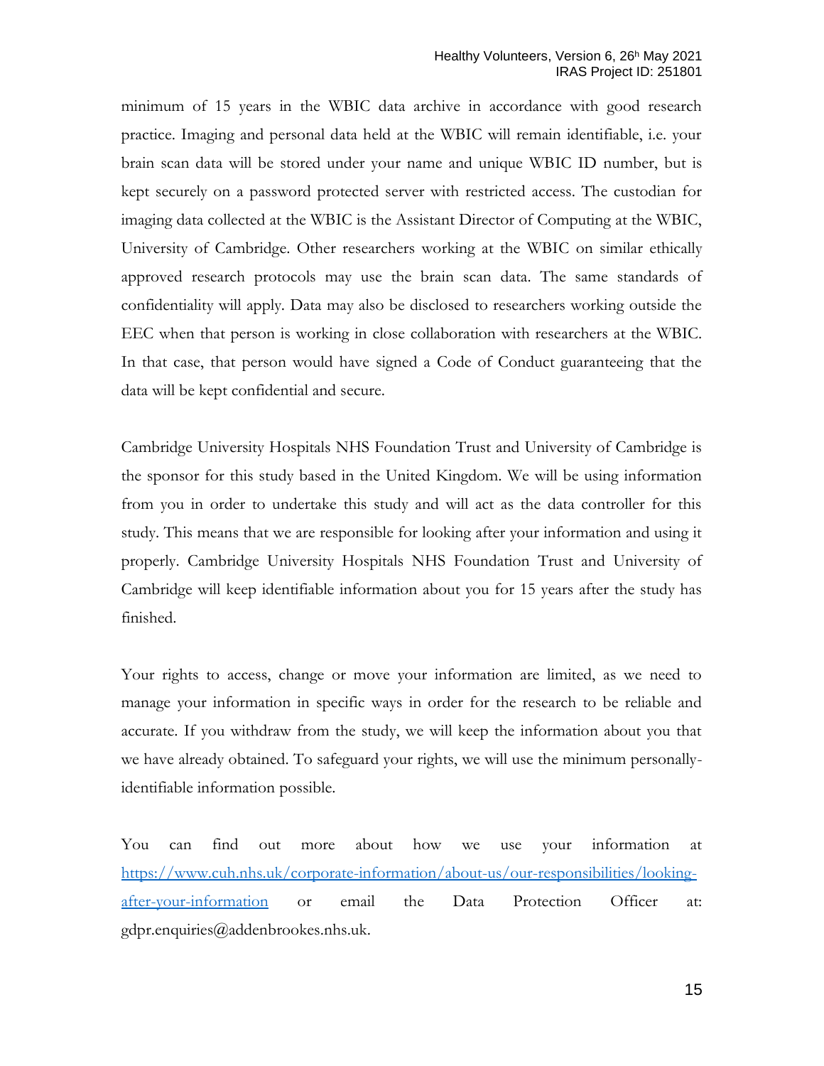minimum of 15 years in the WBIC data archive in accordance with good research practice. Imaging and personal data held at the WBIC will remain identifiable, i.e. your brain scan data will be stored under your name and unique WBIC ID number, but is kept securely on a password protected server with restricted access. The custodian for imaging data collected at the WBIC is the Assistant Director of Computing at the WBIC, University of Cambridge. Other researchers working at the WBIC on similar ethically approved research protocols may use the brain scan data. The same standards of confidentiality will apply. Data may also be disclosed to researchers working outside the EEC when that person is working in close collaboration with researchers at the WBIC. In that case, that person would have signed a Code of Conduct guaranteeing that the data will be kept confidential and secure.

Cambridge University Hospitals NHS Foundation Trust and University of Cambridge is the sponsor for this study based in the United Kingdom. We will be using information from you in order to undertake this study and will act as the data controller for this study. This means that we are responsible for looking after your information and using it properly. Cambridge University Hospitals NHS Foundation Trust and University of Cambridge will keep identifiable information about you for 15 years after the study has finished.

Your rights to access, change or move your information are limited, as we need to manage your information in specific ways in order for the research to be reliable and accurate. If you withdraw from the study, we will keep the information about you that we have already obtained. To safeguard your rights, we will use the minimum personally-identifiable information possible.

You can find out more about how we use your information at [https://www.cuh.nhs.uk/corporate-information/about-us/our-responsibilities/looking-after-your-information](https://www.cuh.nhs.uk/corporate-information/about-us/our-responsibilities/looking-after-your-information) or email the Data Protection Officer at: gdpr.enquiries@addenbrookes.nhs.uk.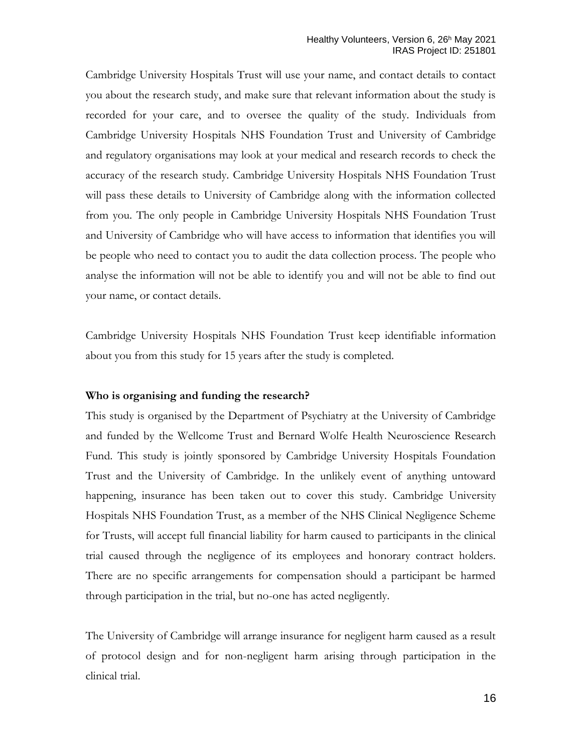Cambridge University Hospitals Trust will use your name, and contact details to contact you about the research study, and make sure that relevant information about the study is recorded for your care, and to oversee the quality of the study. Individuals from Cambridge University Hospitals NHS Foundation Trust and University of Cambridge and regulatory organisations may look at your medical and research records to check the accuracy of the research study. Cambridge University Hospitals NHS Foundation Trust will pass these details to University of Cambridge along with the information collected from you. The only people in Cambridge University Hospitals NHS Foundation Trust and University of Cambridge who will have access to information that identifies you will be people who need to contact you to audit the data collection process. The people who analyse the information will not be able to identify you and will not be able to find out your name, or contact details.

Cambridge University Hospitals NHS Foundation Trust keep identifiable information about you from this study for 15 years after the study is completed.

**Who is organising and funding the research?**

This study is organised by the Department of Psychiatry at the University of Cambridge and funded by the Wellcome Trust and Bernard Wolfe Health Neuroscience Research Fund. This study is jointly sponsored by Cambridge University Hospitals Foundation Trust and the University of Cambridge. In the unlikely event of anything untoward happening, insurance has been taken out to cover this study. Cambridge University Hospitals NHS Foundation Trust, as a member of the NHS Clinical Negligence Scheme for Trusts, will accept full financial liability for harm caused to participants in the clinical trial caused through the negligence of its employees and honorary contract holders. There are no specific arrangements for compensation should a participant be harmed through participation in the trial, but no-one has acted negligently.

The University of Cambridge will arrange insurance for negligent harm caused as a result of protocol design and for non-negligent harm arising through participation in the clinical trial.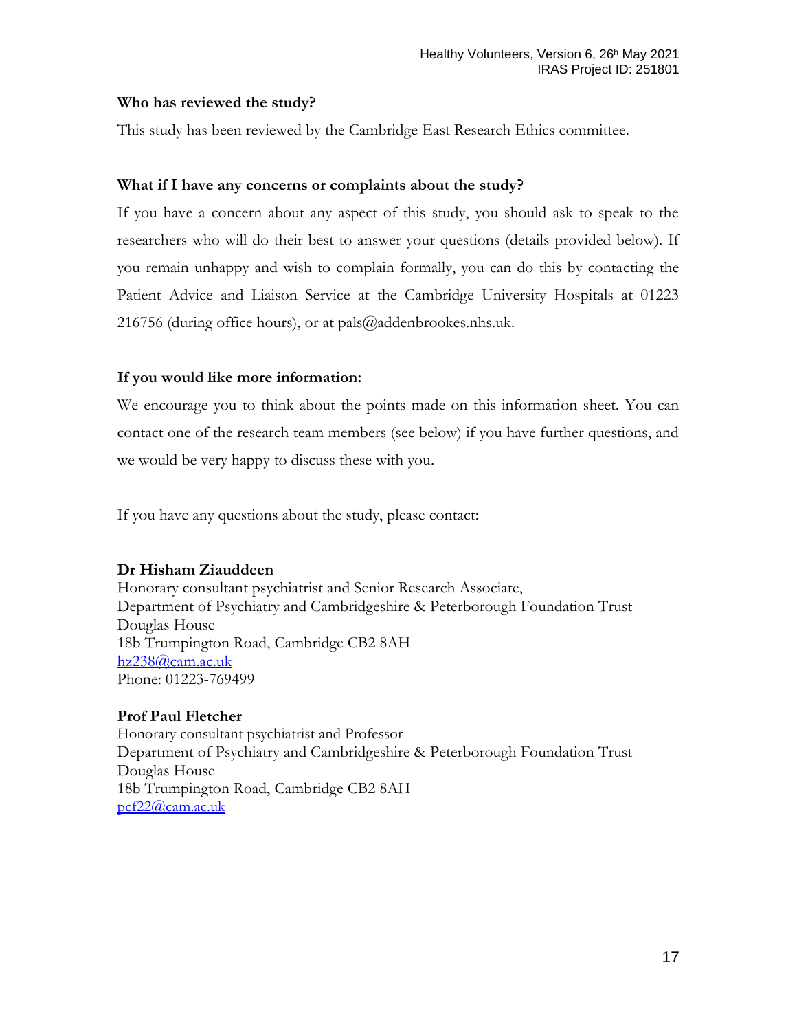**Who has reviewed the study?**

This study has been reviewed by the Cambridge East Research Ethics committee.

**What if I have any concerns or complaints about the study?**

If you have a concern about any aspect of this study, you should ask to speak to the researchers who will do their best to answer your questions (details provided below). If you remain unhappy and wish to complain formally, you can do this by contacting the Patient Advice and Liaison Service at the Cambridge University Hospitals at 01223 216756 (during office hours), or at pals@addenbrookes.nhs.uk.

**If you would like more information:**

We encourage you to think about the points made on this information sheet. You can contact one of the research team members (see below) if you have further questions, and we would be very happy to discuss these with you.

If you have any questions about the study, please contact:

**Dr Hisham Ziauddeen**
Honorary consultant psychiatrist and Senior Research Associate,
Department of Psychiatry and Cambridgeshire & Peterborough Foundation Trust
Douglas House
18b Trumpington Road, Cambridge CB2 8AH
hz238@cam.ac.uk
Phone: 01223-769499

**Prof Paul Fletcher**
Honorary consultant psychiatrist and Professor
Department of Psychiatry and Cambridgeshire & Peterborough Foundation Trust
Douglas House
18b Trumpington Road, Cambridge CB2 8AH
pcf22@cam.ac.uk